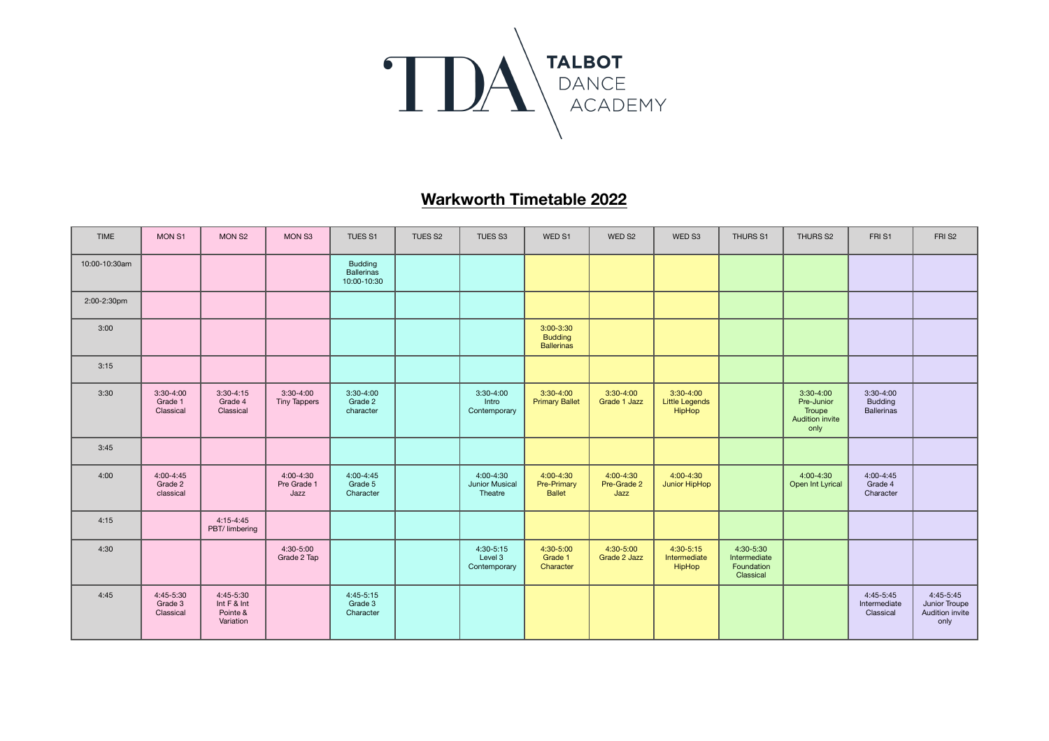TDA TALBOT DANCE ACADEMY

## Warkworth Timetable 2022

| TIME | MON S1 | MON S2 | MON S3 | TUES S1 | TUES S2 | TUES S3 | WED S1 | WED S2 | WED S3 | THURS S1 | THURS S2 | FRI S1 | FRI S2 |
|---|---|---|---|---|---|---|---|---|---|---|---|---|---|
| 10:00-10:30am | | | | Budding Ballerinas 10:00-10:30 | | | | | | | | | |
| 2:00-2:30pm | | | | | | | | | | | | | |
| 3:00 | | | | | | | 3:00-3:30 Budding Ballerinas | | | | | | |
| 3:15 | | | | | | | | | | | | | |
| 3:30 | 3:30-4:00 Grade 1 Classical | 3:30-4:15 Grade 4 Classical | 3:30-4:00 Tiny Tappers | 3:30-4:00 Grade 2 character | | 3:30-4:00 Intro Contemporary | 3:30-4:00 Primary Ballet | 3:30-4:00 Grade 1 Jazz | 3:30-4:00 Little Legends HipHop | | 3:30-4:00 Pre-Junior Troupe Audition invite only | 3:30-4:00 Budding Ballerinas | |
| 3:45 | | | | | | | | | | | | | |
| 4:00 | 4:00-4:45 Grade 2 classical | | 4:00-4:30 Pre Grade 1 Jazz | 4:00-4:45 Grade 5 Character | | 4:00-4:30 Junior Musical Theatre | 4:00-4:30 Pre-Primary Ballet | 4:00-4:30 Pre-Grade 2 Jazz | 4:00-4:30 Junior HipHop | | 4:00-4:30 Open Int Lyrical | 4:00-4:45 Grade 4 Character | |
| 4:15 | | 4:15-4:45 PBT/ limbering | | | | | | | | | | | |
| 4:30 | | | 4:30-5:00 Grade 2 Tap | | | 4:30-5:15 Level 3 Contemporary | 4:30-5:00 Grade 1 Character | 4:30-5:00 Grade 2 Jazz | 4:30-5:15 Intermediate HipHop | 4:30-5:30 Intermediate Foundation Classical | | | |
| 4:45 | 4:45-5:30 Grade 3 Classical | 4:45-5:30 Int F & Int Pointe & Variation | | 4:45-5:15 Grade 3 Character | | | | | | | | 4:45-5:45 Intermediate Classical | 4:45-5:45 Junior Troupe Audition invite only |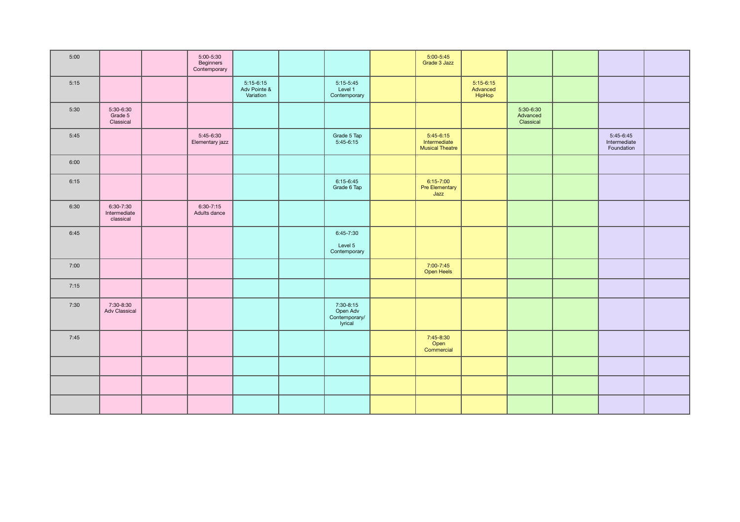| | | | | | | | | | | | | | |
|---|---|---|---|---|---|---|---|---|---|---|---|---|---|
| 5:00 | | | 5:00-5:30 Beginners Contemporary | | | | | 5:00-5:45 Grade 3 Jazz | | | | | |
| 5:15 | | | | 5:15-6:15 Adv Pointe & Variation | | 5:15-5:45 Level 1 Contemporary | | | 5:15-6:15 Advanced HipHop | | | | |
| 5:30 | 5:30-6:30 Grade 5 Classical | | | | | | | | | 5:30-6:30 Advanced Classical | | | |
| 5:45 | | | 5:45-6:30 Elementary jazz | | | Grade 5 Tap 5:45-6:15 | | 5:45-6:15 Intermediate Musical Theatre | | | | 5:45-6:45 Intermediate Foundation | |
| 6:00 | | | | | | | | | | | | | |
| 6:15 | | | | | | 6:15-6:45 Grade 6 Tap | | 6:15-7:00 Pre Elementary Jazz | | | | | |
| 6:30 | 6:30-7:30 Intermediate classical | | 6:30-7:15 Adults dance | | | | | | | | | | |
| 6:45 | | | | | | 6:45-7:30 Level 5 Contemporary | | | | | | | |
| 7:00 | | | | | | | | 7:00-7:45 Open Heels | | | | | |
| 7:15 | | | | | | | | | | | | | |
| 7:30 | 7:30-8:30 Adv Classical | | | | | 7:30-8:15 Open Adv Contemporary/ lyrical | | | | | | | |
| 7:45 | | | | | | | | 7:45-8:30 Open Commercial | | | | | |
| | | | | | | | | | | | | | |
| | | | | | | | | | | | | | |
| | | | | | | | | | | | | | |